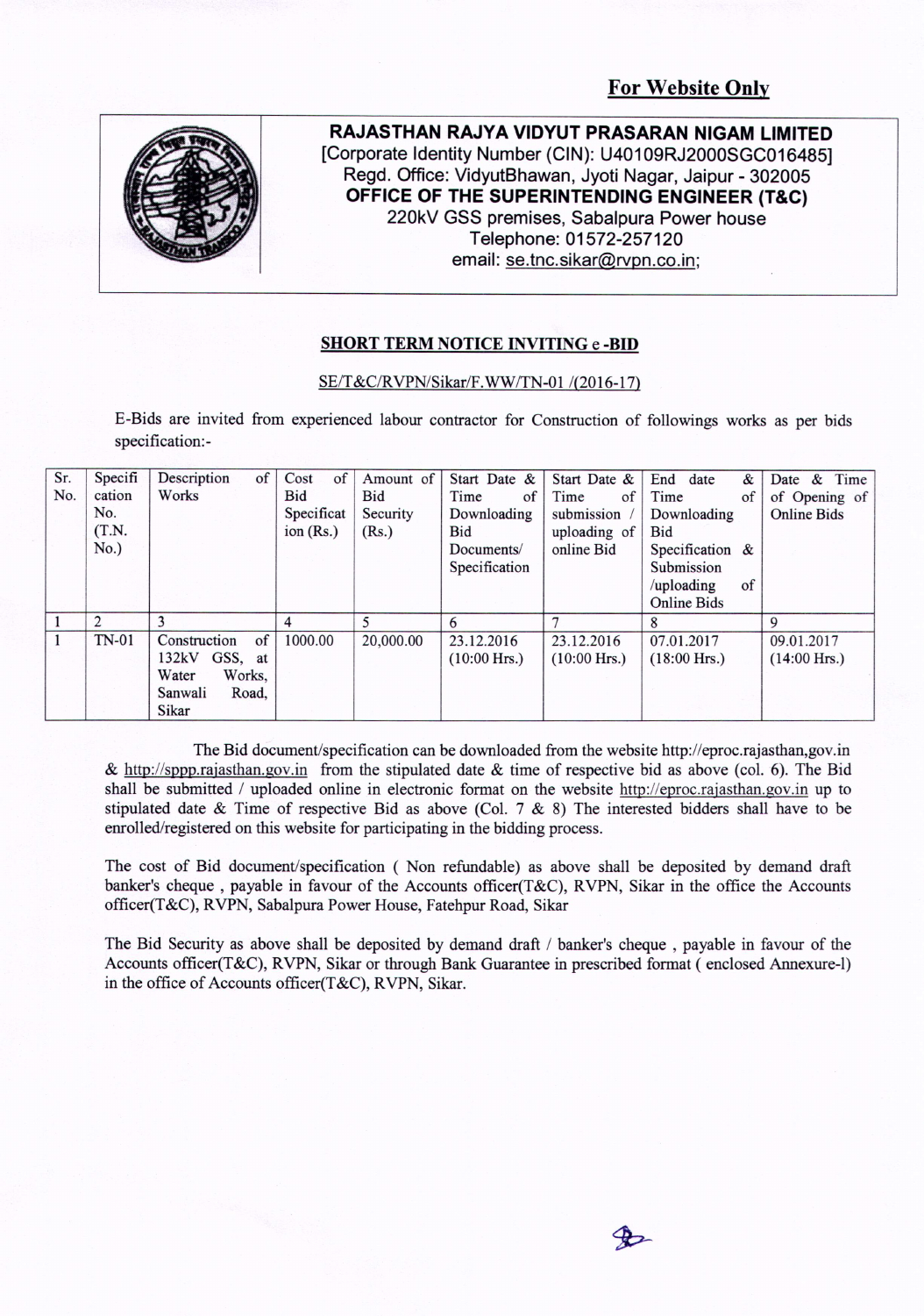**For Website Only**

**RAJASTHAN RAJYA VIDYUT PRASARAN NIGAM LIMITED**
[Corporate Identity Number (CIN): U40109RJ2000SGC016485]
Regd. Office: VidyutBhawan, Jyoti Nagar, Jaipur - 302005
**OFFICE OF THE SUPERINTENDING ENGINEER (T&C)**
220kV GSS premises, Sabalpura Power house
Telephone: 01572-257120
email: se.tnc.sikar@rvpn.co.in;

## SHORT TERM NOTICE INVITING e -BID

SE/T&C/RVPN/Sikar/F.WW/TN-01 /(2016-17)

E-Bids are invited from experienced labour contractor for Construction of followings works as per bids specification:-

| Sr. No. | Specification No. (T.N. No.) | Description of Works | Cost of Bid Specification (Rs.) | Amount of Bid Security (Rs.) | Start Date & Time of Downloading Bid Documents/ Specification | Start Date & Time of submission / uploading of online Bid | End date & Time of Downloading Bid Specification & Submission /uploading of Online Bids | Date & Time of Opening of Online Bids |
|---|---|---|---|---|---|---|---|---|
| 1 | 2 | 3 | 4 | 5 | 6 | 7 | 8 | 9 |
| 1 | TN-01 | Construction of 132kV GSS, at Water Works, Sanwali Road, Sikar | 1000.00 | 20,000.00 | 23.12.2016 (10:00 Hrs.) | 23.12.2016 (10:00 Hrs.) | 07.01.2017 (18:00 Hrs.) | 09.01.2017 (14:00 Hrs.) |

The Bid document/specification can be downloaded from the website http://eproc.rajasthan,gov.in & http://sppp.rajasthan.gov.in from the stipulated date & time of respective bid as above (col. 6). The Bid shall be submitted / uploaded online in electronic format on the website http://eproc.rajasthan.gov.in up to stipulated date & Time of respective Bid as above (Col. 7 & 8) The interested bidders shall have to be enrolled/registered on this website for participating in the bidding process.

The cost of Bid document/specification ( Non refundable) as above shall be deposited by demand draft banker's cheque , payable in favour of the Accounts officer(T&C), RVPN, Sikar in the office the Accounts officer(T&C), RVPN, Sabalpura Power House, Fatehpur Road, Sikar

The Bid Security as above shall be deposited by demand draft / banker's cheque , payable in favour of the Accounts officer(T&C), RVPN, Sikar or through Bank Guarantee in prescribed format ( enclosed Annexure-l) in the office of Accounts officer(T&C), RVPN, Sikar.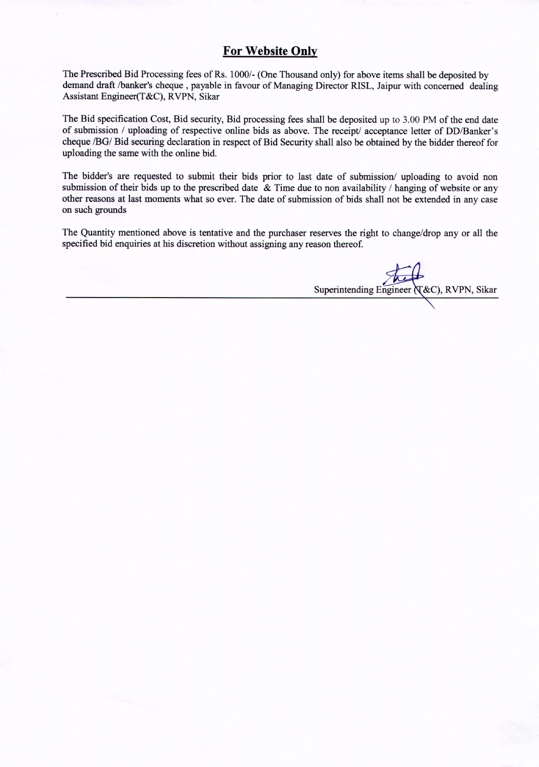## For Website Only

The Prescribed Bid Processing fees of Rs. 1000/- (One Thousand only) for above items shall be deposited by demand draft /banker's cheque , payable in favour of Managing Director RISL, Jaipur with concerned dealing Assistant Engineer(T&C), RVPN, Sikar

The Bid specification Cost, Bid security, Bid processing fees shall be deposited up to 3.00 PM of the end date of submission / uploading of respective online bids as above. The receipt/ acceptance letter of DD/Banker's cheque /BG/ Bid securing declaration in respect of Bid Security shall also be obtained by the bidder thereof for uploading the same with the online bid.

The bidder's are requested to submit their bids prior to last date of submission/ uploading to avoid non submission of their bids up to the prescribed date & Time due to non availability / hanging of website or any other reasons at last moments what so ever. The date of submission of bids shall not be extended in any case on such grounds

The Quantity mentioned above is tentative and the purchaser reserves the right to change/drop any or all the specified bid enquiries at his discretion without assigning any reason thereof.

Superintending Engineer (T&C), RVPN, Sikar